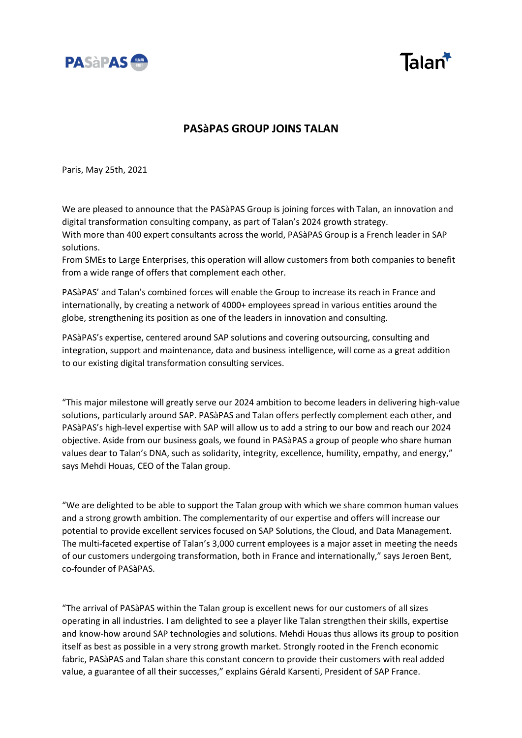# PASàPAS GROUP JOINS TALAN

Paris, May 25th, 2021

We are pleased to announce that the PASàPAS Group is joining forces with Talan, an innovation and digital transformation consulting company, as part of Talan's 2024 growth strategy.
With more than 400 expert consultants across the world, PASàPAS Group is a French leader in SAP solutions.
From SMEs to Large Enterprises, this operation will allow customers from both companies to benefit from a wide range of offers that complement each other.

PASàPAS' and Talan's combined forces will enable the Group to increase its reach in France and internationally, by creating a network of 4000+ employees spread in various entities around the globe, strengthening its position as one of the leaders in innovation and consulting.

PASàPAS's expertise, centered around SAP solutions and covering outsourcing, consulting and integration, support and maintenance, data and business intelligence, will come as a great addition to our existing digital transformation consulting services.

"This major milestone will greatly serve our 2024 ambition to become leaders in delivering high-value solutions, particularly around SAP. PASàPAS and Talan offers perfectly complement each other, and PASàPAS's high-level expertise with SAP will allow us to add a string to our bow and reach our 2024 objective. Aside from our business goals, we found in PASàPAS a group of people who share human values dear to Talan's DNA, such as solidarity, integrity, excellence, humility, empathy, and energy," says Mehdi Houas, CEO of the Talan group.

"We are delighted to be able to support the Talan group with which we share common human values and a strong growth ambition. The complementarity of our expertise and offers will increase our potential to provide excellent services focused on SAP Solutions, the Cloud, and Data Management. The multi-faceted expertise of Talan's 3,000 current employees is a major asset in meeting the needs of our customers undergoing transformation, both in France and internationally," says Jeroen Bent, co-founder of PASàPAS.

"The arrival of PASàPAS within the Talan group is excellent news for our customers of all sizes operating in all industries. I am delighted to see a player like Talan strengthen their skills, expertise and know-how around SAP technologies and solutions. Mehdi Houas thus allows its group to position itself as best as possible in a very strong growth market. Strongly rooted in the French economic fabric, PASàPAS and Talan share this constant concern to provide their customers with real added value, a guarantee of all their successes," explains Gérald Karsenti, President of SAP France.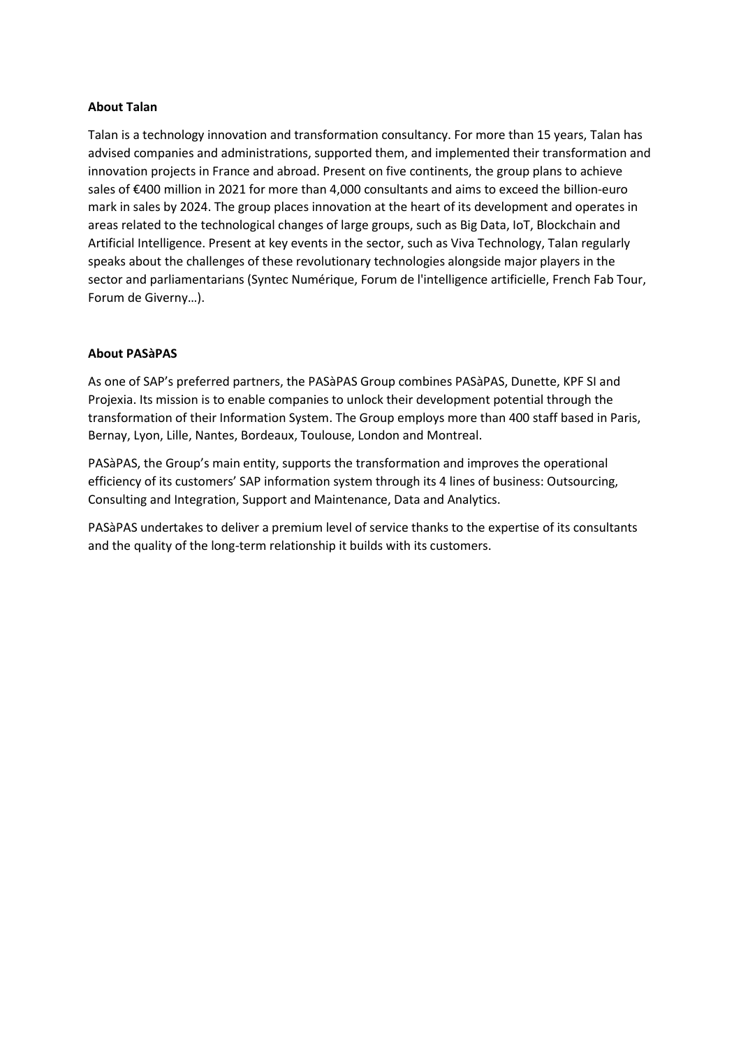**About Talan**

Talan is a technology innovation and transformation consultancy. For more than 15 years, Talan has advised companies and administrations, supported them, and implemented their transformation and innovation projects in France and abroad. Present on five continents, the group plans to achieve sales of €400 million in 2021 for more than 4,000 consultants and aims to exceed the billion-euro mark in sales by 2024. The group places innovation at the heart of its development and operates in areas related to the technological changes of large groups, such as Big Data, IoT, Blockchain and Artificial Intelligence. Present at key events in the sector, such as Viva Technology, Talan regularly speaks about the challenges of these revolutionary technologies alongside major players in the sector and parliamentarians (Syntec Numérique, Forum de l'intelligence artificielle, French Fab Tour, Forum de Giverny…).

**About PASàPAS**

As one of SAP's preferred partners, the PASàPAS Group combines PASàPAS, Dunette, KPF SI and Projexia. Its mission is to enable companies to unlock their development potential through the transformation of their Information System. The Group employs more than 400 staff based in Paris, Bernay, Lyon, Lille, Nantes, Bordeaux, Toulouse, London and Montreal.

PASàPAS, the Group's main entity, supports the transformation and improves the operational efficiency of its customers' SAP information system through its 4 lines of business: Outsourcing, Consulting and Integration, Support and Maintenance, Data and Analytics.

PASàPAS undertakes to deliver a premium level of service thanks to the expertise of its consultants and the quality of the long-term relationship it builds with its customers.